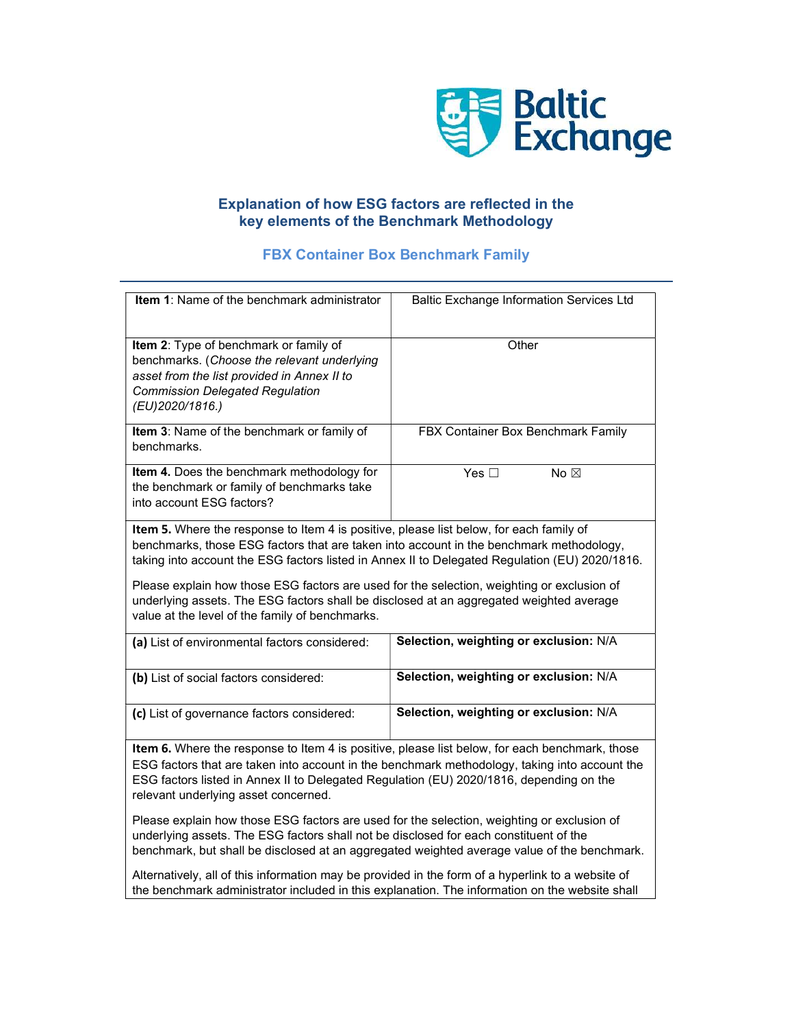## Explanation of how ESG factors are reflected in the key elements of the Benchmark Methodology

### FBX Container Box Benchmark Family

| **Item 1**: Name of the benchmark administrator | Baltic Exchange Information Services Ltd |
|---|---|
| **Item 2**: Type of benchmark or family of benchmarks. (*Choose the relevant underlying asset from the list provided in Annex II to Commission Delegated Regulation (EU)2020/1816.*) | Other |
| **Item 3**: Name of the benchmark or family of benchmarks. | FBX Container Box Benchmark Family |
| **Item 4.** Does the benchmark methodology for the benchmark or family of benchmarks take into account ESG factors? | Yes ☐ No ☒ |

**Item 5.** Where the response to Item 4 is positive, please list below, for each family of benchmarks, those ESG factors that are taken into account in the benchmark methodology, taking into account the ESG factors listed in Annex II to Delegated Regulation (EU) 2020/1816.

Please explain how those ESG factors are used for the selection, weighting or exclusion of underlying assets. The ESG factors shall be disclosed at an aggregated weighted average value at the level of the family of benchmarks.

| | |
|---|---|
| **(a)** List of environmental factors considered: | **Selection, weighting or exclusion:** N/A |
| **(b)** List of social factors considered: | **Selection, weighting or exclusion:** N/A |
| **(c)** List of governance factors considered: | **Selection, weighting or exclusion:** N/A |

**Item 6.** Where the response to Item 4 is positive, please list below, for each benchmark, those ESG factors that are taken into account in the benchmark methodology, taking into account the ESG factors listed in Annex II to Delegated Regulation (EU) 2020/1816, depending on the relevant underlying asset concerned.

Please explain how those ESG factors are used for the selection, weighting or exclusion of underlying assets. The ESG factors shall not be disclosed for each constituent of the benchmark, but shall be disclosed at an aggregated weighted average value of the benchmark.

Alternatively, all of this information may be provided in the form of a hyperlink to a website of the benchmark administrator included in this explanation. The information on the website shall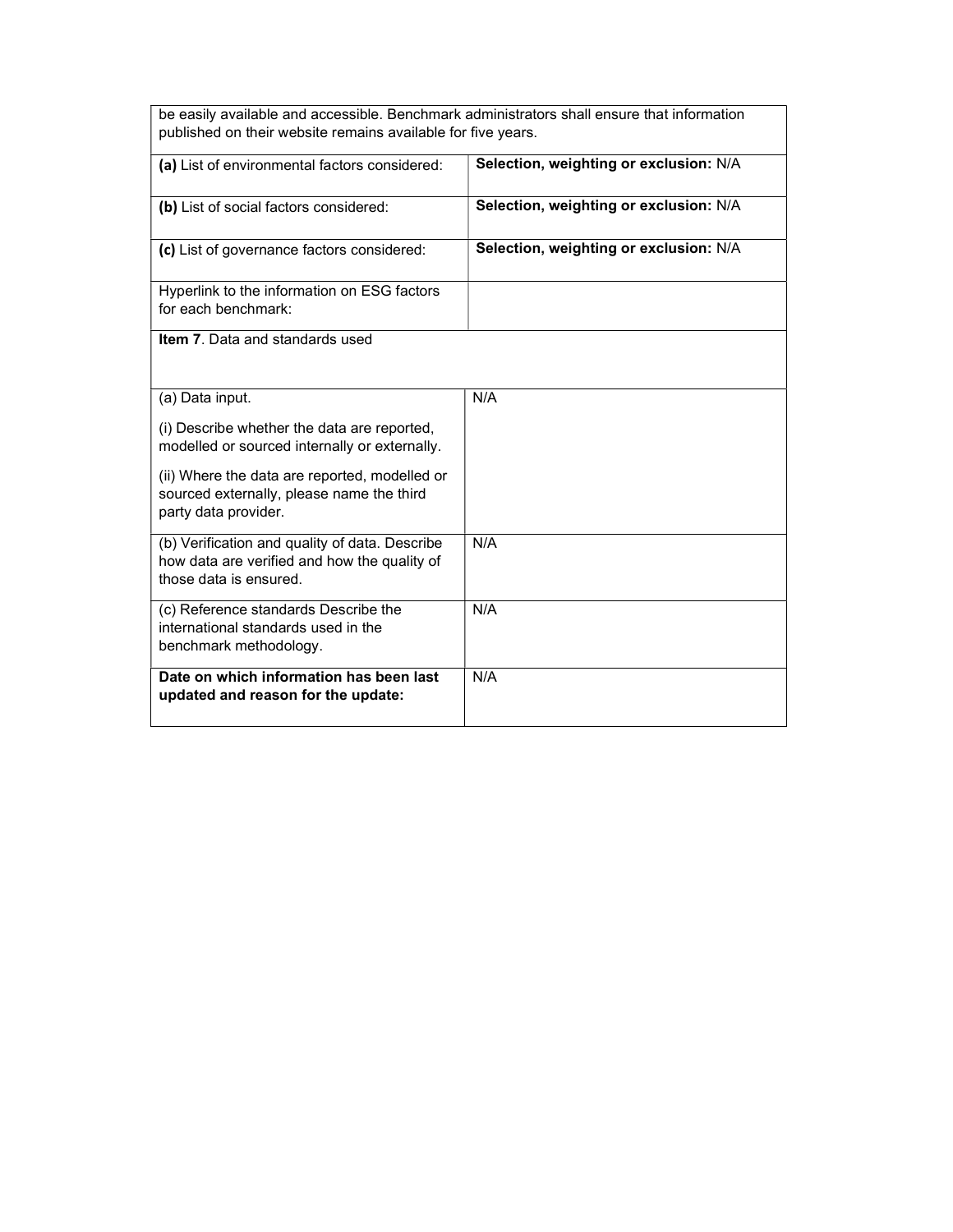| | |
|---|---|
| be easily available and accessible. Benchmark administrators shall ensure that information published on their website remains available for five years. | |
| **(a)** List of environmental factors considered: | **Selection, weighting or exclusion:** N/A |
| **(b)** List of social factors considered: | **Selection, weighting or exclusion:** N/A |
| **(c)** List of governance factors considered: | **Selection, weighting or exclusion:** N/A |
| Hyperlink to the information on ESG factors for each benchmark: | |
| **Item 7**. Data and standards used | |
| (a) Data input.<br><br>(i) Describe whether the data are reported, modelled or sourced internally or externally.<br><br>(ii) Where the data are reported, modelled or sourced externally, please name the third party data provider. | N/A |
| (b) Verification and quality of data. Describe how data are verified and how the quality of those data is ensured. | N/A |
| (c) Reference standards Describe the international standards used in the benchmark methodology. | N/A |
| **Date on which information has been last updated and reason for the update:** | N/A |